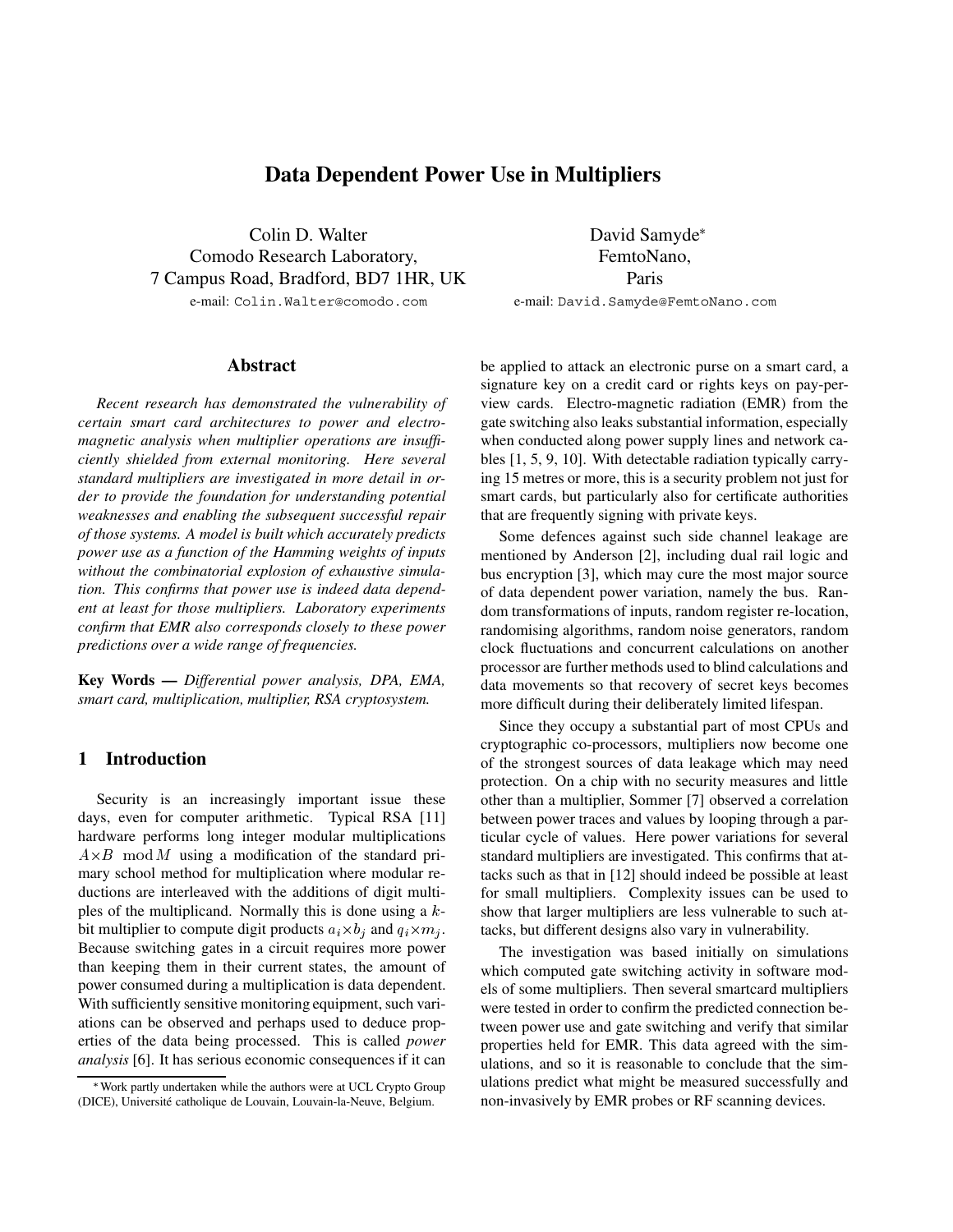# Data Dependent Power Use in Multipliers

Colin D. Walter
Comodo Research Laboratory,
7 Campus Road, Bradford, BD7 1HR, UK
e-mail: Colin.Walter@comodo.com

David Samyde*
FemtoNano,
Paris
e-mail: David.Samyde@FemtoNano.com

## Abstract

*Recent research has demonstrated the vulnerability of certain smart card architectures to power and electromagnetic analysis when multiplier operations are insufficiently shielded from external monitoring. Here several standard multipliers are investigated in more detail in order to provide the foundation for understanding potential weaknesses and enabling the subsequent successful repair of those systems. A model is built which accurately predicts power use as a function of the Hamming weights of inputs without the combinatorial explosion of exhaustive simulation. This confirms that power use is indeed data dependent at least for those multipliers. Laboratory experiments confirm that EMR also corresponds closely to these power predictions over a wide range of frequencies.*

**Key Words —** *Differential power analysis, DPA, EMA, smart card, multiplication, multiplier, RSA cryptosystem.*

## 1 Introduction

Security is an increasingly important issue these days, even for computer arithmetic. Typical RSA [11] hardware performs long integer modular multiplications $A \times B \mod M$ using a modification of the standard primary school method for multiplication where modular reductions are interleaved with the additions of digit multiples of the multiplicand. Normally this is done using a $k$-bit multiplier to compute digit products $a_i \times b_j$ and $q_i \times m_j$. Because switching gates in a circuit requires more power than keeping them in their current states, the amount of power consumed during a multiplication is data dependent. With sufficiently sensitive monitoring equipment, such variations can be observed and perhaps used to deduce properties of the data being processed. This is called *power analysis* [6]. It has serious economic consequences if it can be applied to attack an electronic purse on a smart card, a signature key on a credit card or rights keys on pay-per-view cards. Electro-magnetic radiation (EMR) from the gate switching also leaks substantial information, especially when conducted along power supply lines and network cables [1, 5, 9, 10]. With detectable radiation typically carrying 15 metres or more, this is a security problem not just for smart cards, but particularly also for certificate authorities that are frequently signing with private keys.

Some defences against such side channel leakage are mentioned by Anderson [2], including dual rail logic and bus encryption [3], which may cure the most major source of data dependent power variation, namely the bus. Random transformations of inputs, random register re-location, randomising algorithms, random noise generators, random clock fluctuations and concurrent calculations on another processor are further methods used to blind calculations and data movements so that recovery of secret keys becomes more difficult during their deliberately limited lifespan.

Since they occupy a substantial part of most CPUs and cryptographic co-processors, multipliers now become one of the strongest sources of data leakage which may need protection. On a chip with no security measures and little other than a multiplier, Sommer [7] observed a correlation between power traces and values by looping through a particular cycle of values. Here power variations for several standard multipliers are investigated. This confirms that attacks such as that in [12] should indeed be possible at least for small multipliers. Complexity issues can be used to show that larger multipliers are less vulnerable to such attacks, but different designs also vary in vulnerability.

The investigation was based initially on simulations which computed gate switching activity in software models of some multipliers. Then several smartcard multipliers were tested in order to confirm the predicted connection between power use and gate switching and verify that similar properties held for EMR. This data agreed with the simulations, and so it is reasonable to conclude that the simulations predict what might be measured successfully and non-invasively by EMR probes or RF scanning devices.

*Work partly undertaken while the authors were at UCL Crypto Group (DICE), Université catholique de Louvain, Louvain-la-Neuve, Belgium.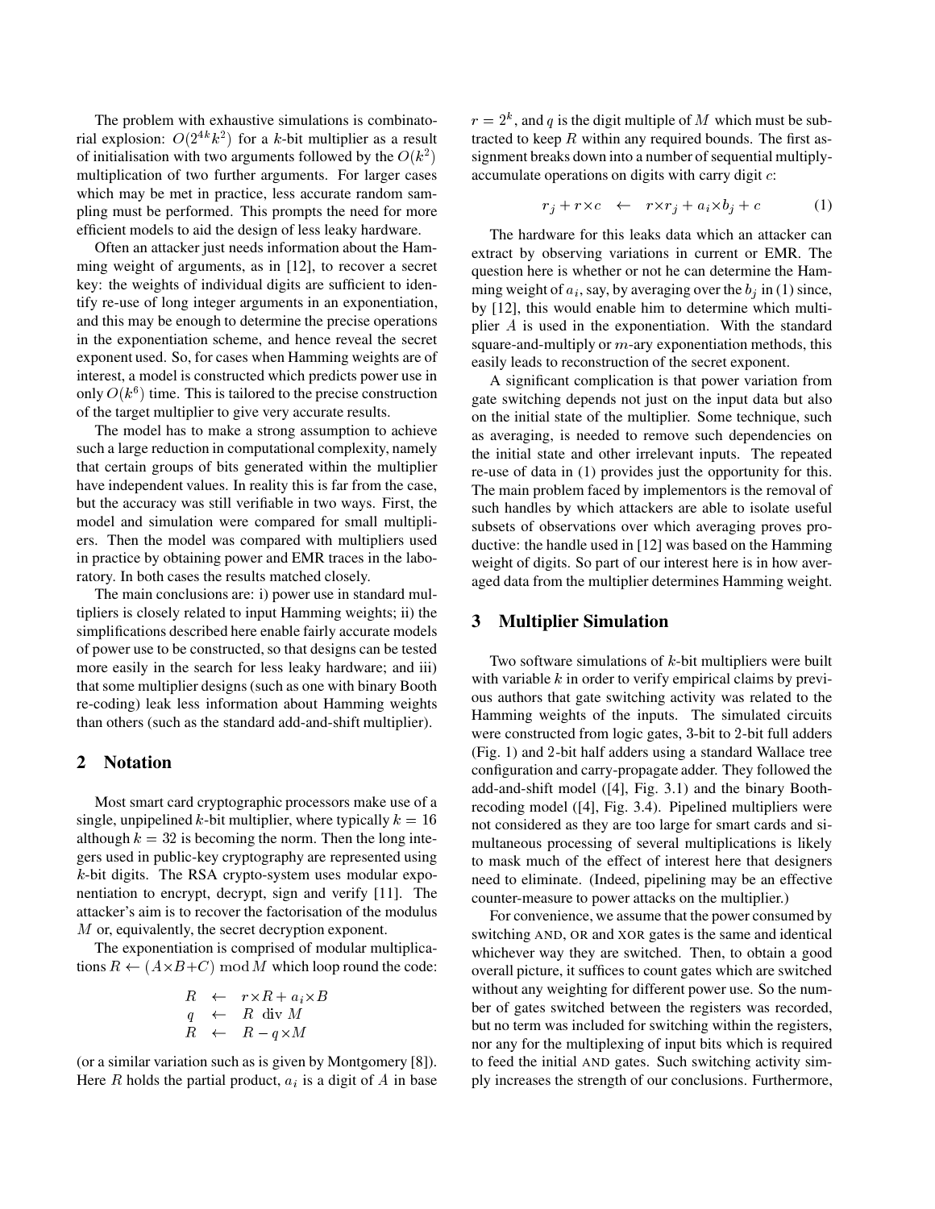The problem with exhaustive simulations is combinatorial explosion: $O(2^{4k}k^2)$ for a $k$-bit multiplier as a result of initialisation with two arguments followed by the $O(k^2)$ multiplication of two further arguments. For larger cases which may be met in practice, less accurate random sampling must be performed. This prompts the need for more efficient models to aid the design of less leaky hardware.

Often an attacker just needs information about the Hamming weight of arguments, as in [12], to recover a secret key: the weights of individual digits are sufficient to identify re-use of long integer arguments in an exponentiation, and this may be enough to determine the precise operations in the exponentiation scheme, and hence reveal the secret exponent used. So, for cases when Hamming weights are of interest, a model is constructed which predicts power use in only $O(k^6)$ time. This is tailored to the precise construction of the target multiplier to give very accurate results.

The model has to make a strong assumption to achieve such a large reduction in computational complexity, namely that certain groups of bits generated within the multiplier have independent values. In reality this is far from the case, but the accuracy was still verifiable in two ways. First, the model and simulation were compared for small multipliers. Then the model was compared with multipliers used in practice by obtaining power and EMR traces in the laboratory. In both cases the results matched closely.

The main conclusions are: i) power use in standard multipliers is closely related to input Hamming weights; ii) the simplifications described here enable fairly accurate models of power use to be constructed, so that designs can be tested more easily in the search for less leaky hardware; and iii) that some multiplier designs (such as one with binary Booth re-coding) leak less information about Hamming weights than others (such as the standard add-and-shift multiplier).

## 2 Notation

Most smart card cryptographic processors make use of a single, unpipelined $k$-bit multiplier, where typically $k = 16$ although $k = 32$ is becoming the norm. Then the long integers used in public-key cryptography are represented using $k$-bit digits. The RSA crypto-system uses modular exponentiation to encrypt, decrypt, sign and verify [11]. The attacker's aim is to recover the factorisation of the modulus $M$ or, equivalently, the secret decryption exponent.

The exponentiation is comprised of modular multiplications $R \leftarrow (A\times B+C) \bmod M$ which loop round the code:

$$
\begin{aligned}
R &\leftarrow r\times R + a_i\times B \\
q &\leftarrow R \text{ div } M \\
R &\leftarrow R - q\times M
\end{aligned}
$$

(or a similar variation such as is given by Montgomery [8]). Here $R$ holds the partial product, $a_i$ is a digit of $A$ in base $r = 2^k$, and $q$ is the digit multiple of $M$ which must be subtracted to keep $R$ within any required bounds. The first assignment breaks down into a number of sequential multiply-accumulate operations on digits with carry digit $c$:

$$
r_j + r\times c \quad\leftarrow\quad r\times r_j + a_i\times b_j + c \tag{1}
$$

The hardware for this leaks data which an attacker can extract by observing variations in current or EMR. The question here is whether or not he can determine the Hamming weight of $a_i$, say, by averaging over the $b_j$ in (1) since, by [12], this would enable him to determine which multiplier $A$ is used in the exponentiation. With the standard square-and-multiply or $m$-ary exponentiation methods, this easily leads to reconstruction of the secret exponent.

A significant complication is that power variation from gate switching depends not just on the input data but also on the initial state of the multiplier. Some technique, such as averaging, is needed to remove such dependencies on the initial state and other irrelevant inputs. The repeated re-use of data in (1) provides just the opportunity for this. The main problem faced by implementors is the removal of such handles by which attackers are able to isolate useful subsets of observations over which averaging proves productive: the handle used in [12] was based on the Hamming weight of digits. So part of our interest here is in how averaged data from the multiplier determines Hamming weight.

## 3 Multiplier Simulation

Two software simulations of $k$-bit multipliers were built with variable $k$ in order to verify empirical claims by previous authors that gate switching activity was related to the Hamming weights of the inputs. The simulated circuits were constructed from logic gates, 3-bit to 2-bit full adders (Fig. 1) and 2-bit half adders using a standard Wallace tree configuration and carry-propagate adder. They followed the add-and-shift model ([4], Fig. 3.1) and the binary Booth-recoding model ([4], Fig. 3.4). Pipelined multipliers were not considered as they are too large for smart cards and simultaneous processing of several multiplications is likely to mask much of the effect of interest here that designers need to eliminate. (Indeed, pipelining may be an effective counter-measure to power attacks on the multiplier.)

For convenience, we assume that the power consumed by switching AND, OR and XOR gates is the same and identical whichever way they are switched. Then, to obtain a good overall picture, it suffices to count gates which are switched without any weighting for different power use. So the number of gates switched between the registers was recorded, but no term was included for switching within the registers, nor any for the multiplexing of input bits which is required to feed the initial AND gates. Such switching activity simply increases the strength of our conclusions. Furthermore,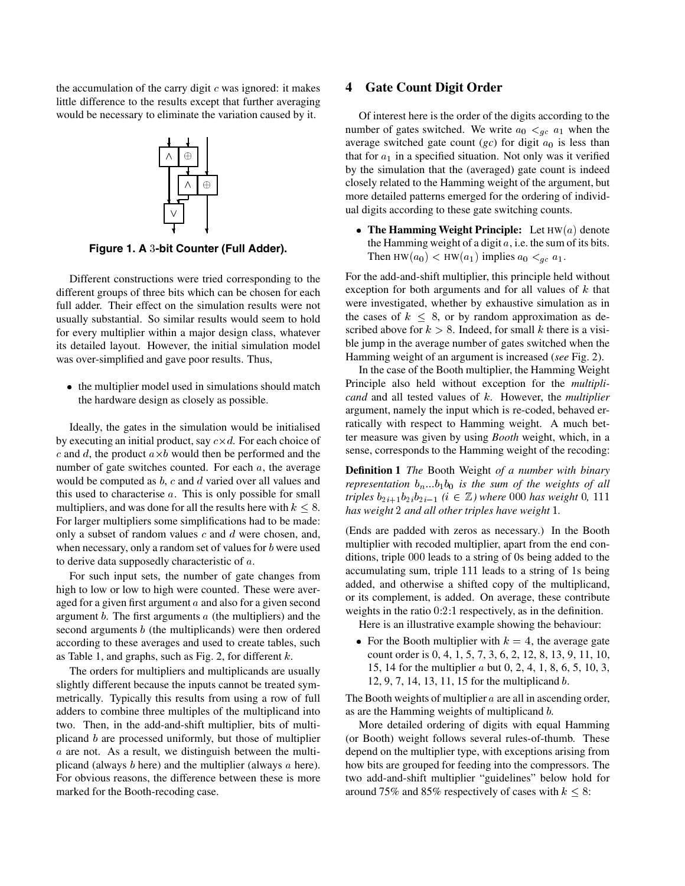the accumulation of the carry digit $c$ was ignored: it makes little difference to the results except that further averaging would be necessary to eliminate the variation caused by it.

**Figure 1. A 3-bit Counter (Full Adder).**

Different constructions were tried corresponding to the different groups of three bits which can be chosen for each full adder. Their effect on the simulation results were not usually substantial. So similar results would seem to hold for every multiplier within a major design class, whatever its detailed layout. However, the initial simulation model was over-simplified and gave poor results. Thus,

- the multiplier model used in simulations should match the hardware design as closely as possible.

Ideally, the gates in the simulation would be initialised by executing an initial product, say $c \times d$. For each choice of $c$ and $d$, the product $a \times b$ would then be performed and the number of gate switches counted. For each $a$, the average would be computed as $b$, $c$ and $d$ varied over all values and this used to characterise $a$. This is only possible for small multipliers, and was done for all the results here with $k \leq 8$. For larger multipliers some simplifications had to be made: only a subset of random values $c$ and $d$ were chosen, and, when necessary, only a random set of values for $b$ were used to derive data supposedly characteristic of $a$.

For such input sets, the number of gate changes from high to low or low to high were counted. These were averaged for a given first argument $a$ and also for a given second argument $b$. The first arguments $a$ (the multipliers) and the second arguments $b$ (the multiplicands) were then ordered according to these averages and used to create tables, such as Table 1, and graphs, such as Fig. 2, for different $k$.

The orders for multipliers and multiplicands are usually slightly different because the inputs cannot be treated symmetrically. Typically this results from using a row of full adders to combine three multiples of the multiplicand into two. Then, in the add-and-shift multiplier, bits of multiplicand $b$ are processed uniformly, but those of multiplier $a$ are not. As a result, we distinguish between the multiplicand (always $b$ here) and the multiplier (always $a$ here). For obvious reasons, the difference between these is more marked for the Booth-recoding case.

## 4 Gate Count Digit Order

Of interest here is the order of the digits according to the number of gates switched. We write $a_0 <_{gc} a_1$ when the average switched gate count (*gc*) for digit $a_0$ is less than that for $a_1$ in a specified situation. Not only was it verified by the simulation that the (averaged) gate count is indeed closely related to the Hamming weight of the argument, but more detailed patterns emerged for the ordering of individual digits according to these gate switching counts.

- **The Hamming Weight Principle:** Let $\text{HW}(a)$ denote the Hamming weight of a digit $a$, i.e. the sum of its bits. Then $\text{HW}(a_0) < \text{HW}(a_1)$ implies $a_0 <_{gc} a_1$.

For the add-and-shift multiplier, this principle held without exception for both arguments and for all values of $k$ that were investigated, whether by exhaustive simulation as in the cases of $k \leq 8$, or by random approximation as described above for $k > 8$. Indeed, for small $k$ there is a visible jump in the average number of gates switched when the Hamming weight of an argument is increased (*see* Fig. 2).

In the case of the Booth multiplier, the Hamming Weight Principle also held without exception for the *multiplicand* and all tested values of $k$. However, the *multiplier* argument, namely the input which is re-coded, behaved erratically with respect to Hamming weight. A much better measure was given by using *Booth* weight, which, in a sense, corresponds to the Hamming weight of the recoding:

**Definition 1** *The* Booth Weight *of a number with binary representation $b_n...b_1b_0$ is the sum of the weights of all triples $b_{2i+1}b_{2i}b_{2i-1}$ ($i \in \mathbb{Z}$) where* 000 *has weight* 0*,* 111 *has weight* 2 *and all other triples have weight* 1*.*

(Ends are padded with zeros as necessary.) In the Booth multiplier with recoded multiplier, apart from the end conditions, triple 000 leads to a string of 0s being added to the accumulating sum, triple 111 leads to a string of 1s being added, and otherwise a shifted copy of the multiplicand, or its complement, is added. On average, these contribute weights in the ratio 0:2:1 respectively, as in the definition.

Here is an illustrative example showing the behaviour:

- For the Booth multiplier with $k = 4$, the average gate count order is 0, 4, 1, 5, 7, 3, 6, 2, 12, 8, 13, 9, 11, 10, 15, 14 for the multiplier $a$ but 0, 2, 4, 1, 8, 6, 5, 10, 3, 12, 9, 7, 14, 13, 11, 15 for the multiplicand $b$.

The Booth weights of multiplier $a$ are all in ascending order, as are the Hamming weights of multiplicand $b$.

More detailed ordering of digits with equal Hamming (or Booth) weight follows several rules-of-thumb. These depend on the multiplier type, with exceptions arising from how bits are grouped for feeding into the compressors. The two add-and-shift multiplier "guidelines" below hold for around 75% and 85% respectively of cases with $k \leq 8$: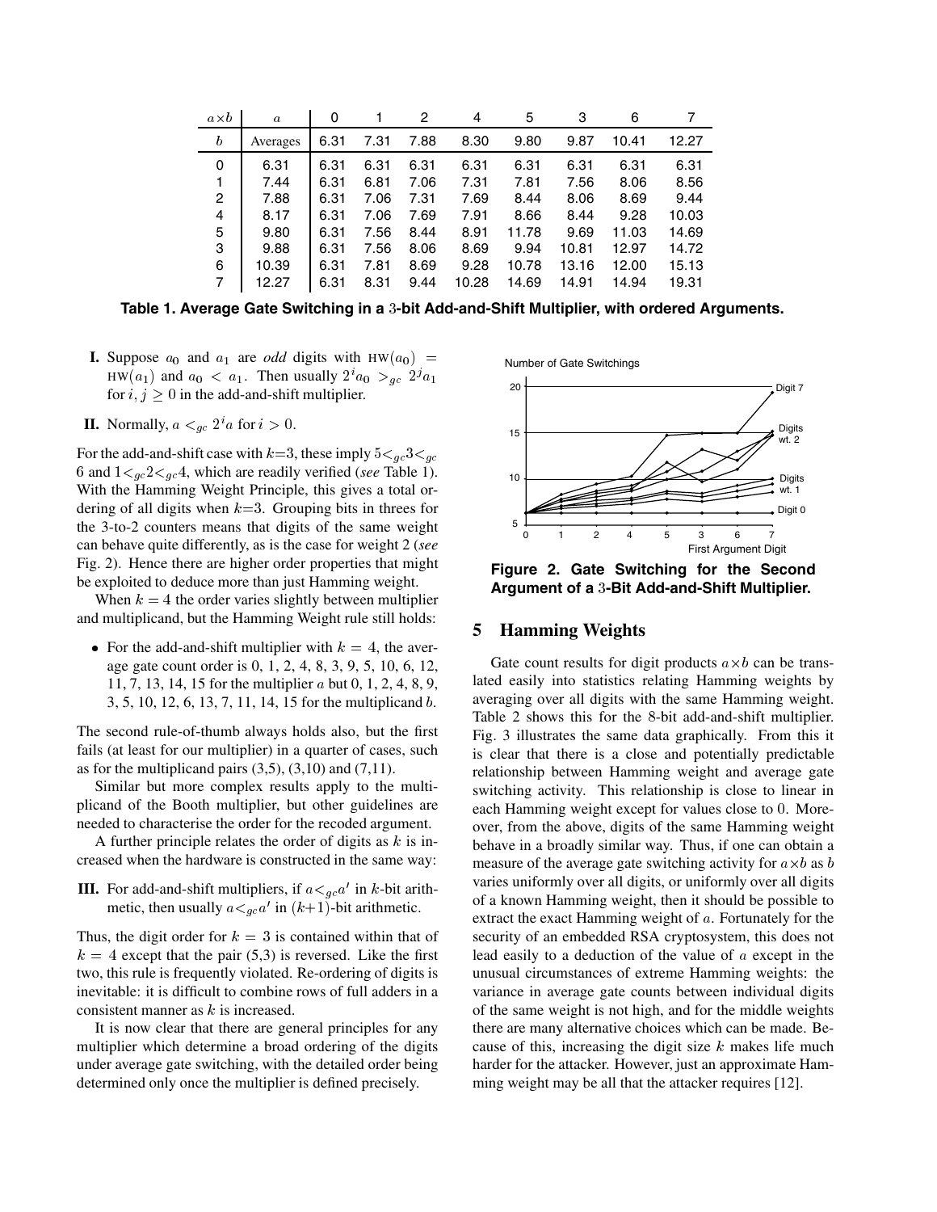| $a \times b$ | $a$ | 0 | 1 | 2 | 4 | 5 | 3 | 6 | 7 |
|---|---|---|---|---|---|---|---|---|---|
| $b$ | Averages | 6.31 | 7.31 | 7.88 | 8.30 | 9.80 | 9.87 | 10.41 | 12.27 |
| 0 | 6.31 | 6.31 | 6.31 | 6.31 | 6.31 | 6.31 | 6.31 | 6.31 | 6.31 |
| 1 | 7.44 | 6.31 | 6.81 | 7.06 | 7.31 | 7.81 | 7.56 | 8.06 | 8.56 |
| 2 | 7.88 | 6.31 | 7.06 | 7.31 | 7.69 | 8.44 | 8.06 | 8.69 | 9.44 |
| 4 | 8.17 | 6.31 | 7.06 | 7.69 | 7.91 | 8.66 | 8.44 | 9.28 | 10.03 |
| 5 | 9.80 | 6.31 | 7.56 | 8.44 | 8.91 | 11.78 | 9.69 | 11.03 | 14.69 |
| 3 | 9.88 | 6.31 | 7.56 | 8.06 | 8.69 | 9.94 | 10.81 | 12.97 | 14.72 |
| 6 | 10.39 | 6.31 | 7.81 | 8.69 | 9.28 | 10.78 | 13.16 | 12.00 | 15.13 |
| 7 | 12.27 | 6.31 | 8.31 | 9.44 | 10.28 | 14.69 | 14.91 | 14.94 | 19.31 |

**Table 1. Average Gate Switching in a 3-bit Add-and-Shift Multiplier, with ordered Arguments.**

- **I.** Suppose $a_0$ and $a_1$ are *odd* digits with $\text{HW}(a_0) = \text{HW}(a_1)$ and $a_0 < a_1$. Then usually $2^i a_0 >_{gc} 2^j a_1$ for $i, j \geq 0$ in the add-and-shift multiplier.
- **II.** Normally, $a <_{gc} 2^i a$ for $i > 0$.

For the add-and-shift case with $k$=3, these imply $5 <_{gc} 3 <_{gc} 6$ and $1 <_{gc} 2 <_{gc} 4$, which are readily verified (*see* Table 1). With the Hamming Weight Principle, this gives a total ordering of all digits when $k$=3. Grouping bits in threes for the 3-to-2 counters means that digits of the same weight can behave quite differently, as is the case for weight 2 (*see* Fig. 2). Hence there are higher order properties that might be exploited to deduce more than just Hamming weight.

When $k = 4$ the order varies slightly between multiplier and multiplicand, but the Hamming Weight rule still holds:

- For the add-and-shift multiplier with $k = 4$, the average gate count order is 0, 1, 2, 4, 8, 3, 9, 5, 10, 6, 12, 11, 7, 13, 14, 15 for the multiplier $a$ but 0, 1, 2, 4, 8, 9, 3, 5, 10, 12, 6, 13, 7, 11, 14, 15 for the multiplicand $b$.

The second rule-of-thumb always holds also, but the first fails (at least for our multiplier) in a quarter of cases, such as for the multiplicand pairs (3,5), (3,10) and (7,11).

Similar but more complex results apply to the multiplicand of the Booth multiplier, but other guidelines are needed to characterise the order for the recoded argument.

A further principle relates the order of digits as $k$ is increased when the hardware is constructed in the same way:

- **III.** For add-and-shift multipliers, if $a <_{gc} a'$ in $k$-bit arithmetic, then usually $a <_{gc} a'$ in $(k+1)$-bit arithmetic.

Thus, the digit order for $k = 3$ is contained within that of $k = 4$ except that the pair (5,3) is reversed. Like the first two, this rule is frequently violated. Re-ordering of digits is inevitable: it is difficult to combine rows of full adders in a consistent manner as $k$ is increased.

It is now clear that there are general principles for any multiplier which determine a broad ordering of the digits under average gate switching, with the detailed order being determined only once the multiplier is defined precisely.

**Figure 2. Gate Switching for the Second Argument of a 3-Bit Add-and-Shift Multiplier.**

## 5 Hamming Weights

Gate count results for digit products $a \times b$ can be translated easily into statistics relating Hamming weights by averaging over all digits with the same Hamming weight. Table 2 shows this for the 8-bit add-and-shift multiplier. Fig. 3 illustrates the same data graphically. From this it is clear that there is a close and potentially predictable relationship between Hamming weight and average gate switching activity. This relationship is close to linear in each Hamming weight except for values close to 0. Moreover, from the above, digits of the same Hamming weight behave in a broadly similar way. Thus, if one can obtain a measure of the average gate switching activity for $a \times b$ as $b$ varies uniformly over all digits, or uniformly over all digits of a known Hamming weight, then it should be possible to extract the exact Hamming weight of $a$. Fortunately for the security of an embedded RSA cryptosystem, this does not lead easily to a deduction of the value of $a$ except in the unusual circumstances of extreme Hamming weights: the variance in average gate counts between individual digits of the same weight is not high, and for the middle weights there are many alternative choices which can be made. Because of this, increasing the digit size $k$ makes life much harder for the attacker. However, just an approximate Hamming weight may be all that the attacker requires [12].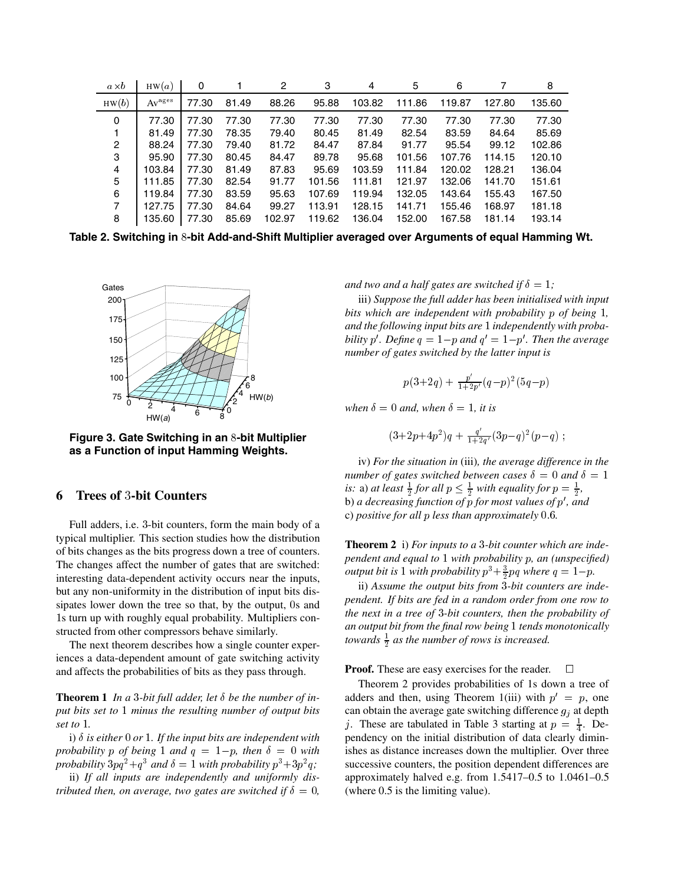| $a \times b$ | HW($a$) | 0 | 1 | 2 | 3 | 4 | 5 | 6 | 7 | 8 |
|---|---|---|---|---|---|---|---|---|---|---|
| HW($b$) | Av$^{\text{ages}}$ | 77.30 | 81.49 | 88.26 | 95.88 | 103.82 | 111.86 | 119.87 | 127.80 | 135.60 |
| 0 | 77.30 | 77.30 | 77.30 | 77.30 | 77.30 | 77.30 | 77.30 | 77.30 | 77.30 | 77.30 |
| 1 | 81.49 | 77.30 | 78.35 | 79.40 | 80.45 | 81.49 | 82.54 | 83.59 | 84.64 | 85.69 |
| 2 | 88.24 | 77.30 | 79.40 | 81.72 | 84.47 | 87.84 | 91.77 | 95.54 | 99.12 | 102.86 |
| 3 | 95.90 | 77.30 | 80.45 | 84.47 | 89.78 | 95.68 | 101.56 | 107.76 | 114.15 | 120.10 |
| 4 | 103.84 | 77.30 | 81.49 | 87.83 | 95.69 | 103.59 | 111.84 | 120.02 | 128.21 | 136.04 |
| 5 | 111.85 | 77.30 | 82.54 | 91.77 | 101.56 | 111.81 | 121.97 | 132.06 | 141.70 | 151.61 |
| 6 | 119.84 | 77.30 | 83.59 | 95.63 | 107.69 | 119.94 | 132.05 | 143.64 | 155.43 | 167.50 |
| 7 | 127.75 | 77.30 | 84.64 | 99.27 | 113.91 | 128.15 | 141.71 | 155.46 | 168.97 | 181.18 |
| 8 | 135.60 | 77.30 | 85.69 | 102.97 | 119.62 | 136.04 | 152.00 | 167.58 | 181.14 | 193.14 |

**Table 2. Switching in 8-bit Add-and-Shift Multiplier averaged over Arguments of equal Hamming Wt.**

**Figure 3. Gate Switching in an 8-bit Multiplier as a Function of input Hamming Weights.**

## 6 Trees of 3-bit Counters

Full adders, i.e. 3-bit counters, form the main body of a typical multiplier. This section studies how the distribution of bits changes as the bits progress down a tree of counters. The changes affect the number of gates that are switched: interesting data-dependent activity occurs near the inputs, but any non-uniformity in the distribution of input bits dissipates lower down the tree so that, by the output, 0s and 1s turn up with roughly equal probability. Multipliers constructed from other compressors behave similarly.

The next theorem describes how a single counter experiences a data-dependent amount of gate switching activity and affects the probabilities of bits as they pass through.

**Theorem 1** *In a 3-bit full adder, let $\delta$ be the number of input bits set to 1 minus the resulting number of output bits set to 1.*

i) *$\delta$ is either 0 or 1. If the input bits are independent with probability $p$ of being 1 and $q = 1-p$, then $\delta = 0$ with probability $3pq^2+q^3$ and $\delta = 1$ with probability $p^3+3p^2q$;*

ii) *If all inputs are independently and uniformly distributed then, on average, two gates are switched if $\delta = 0$, and two and a half gates are switched if $\delta = 1$;*

iii) *Suppose the full adder has been initialised with input bits which are independent with probability $p$ of being 1, and the following input bits are 1 independently with probability $p'$. Define $q = 1-p$ and $q' = 1-p'$. Then the average number of gates switched by the latter input is*

$$p(3+2q) + \frac{p'}{1+2p'}(q-p)^2(5q-p)$$

*when $\delta = 0$ and, when $\delta = 1$, it is*

$$(3+2p+4p^2)q + \frac{q'}{1+2q'}(3p-q)^2(p-q)\ ;$$

iv) *For the situation in (iii), the average difference in the number of gates switched between cases $\delta = 0$ and $\delta = 1$ is:* a) *at least $\frac{1}{2}$ for all $p \leq \frac{1}{2}$ with equality for $p = \frac{1}{2}$,*
b) *a decreasing function of $p$ for most values of $p'$, and*
c) *positive for all $p$ less than approximately 0.6.*

**Theorem 2** i) *For inputs to a 3-bit counter which are independent and equal to 1 with probability $p$, an (unspecified) output bit is 1 with probability $p^3+\frac{3}{2}pq$ where $q = 1-p$.*

ii) *Assume the output bits from 3-bit counters are independent. If bits are fed in a random order from one row to the next in a tree of 3-bit counters, then the probability of an output bit from the final row being 1 tends monotonically towards $\frac{1}{2}$ as the number of rows is increased.*

**Proof.** These are easy exercises for the reader. □

Theorem 2 provides probabilities of 1s down a tree of adders and then, using Theorem 1(iii) with $p' = p$, one can obtain the average gate switching difference $g_j$ at depth $j$. These are tabulated in Table 3 starting at $p = \frac{1}{4}$. Dependency on the initial distribution of data clearly diminishes as distance increases down the multiplier. Over three successive counters, the position dependent differences are approximately halved e.g. from 1.5417–0.5 to 1.0461–0.5 (where 0.5 is the limiting value).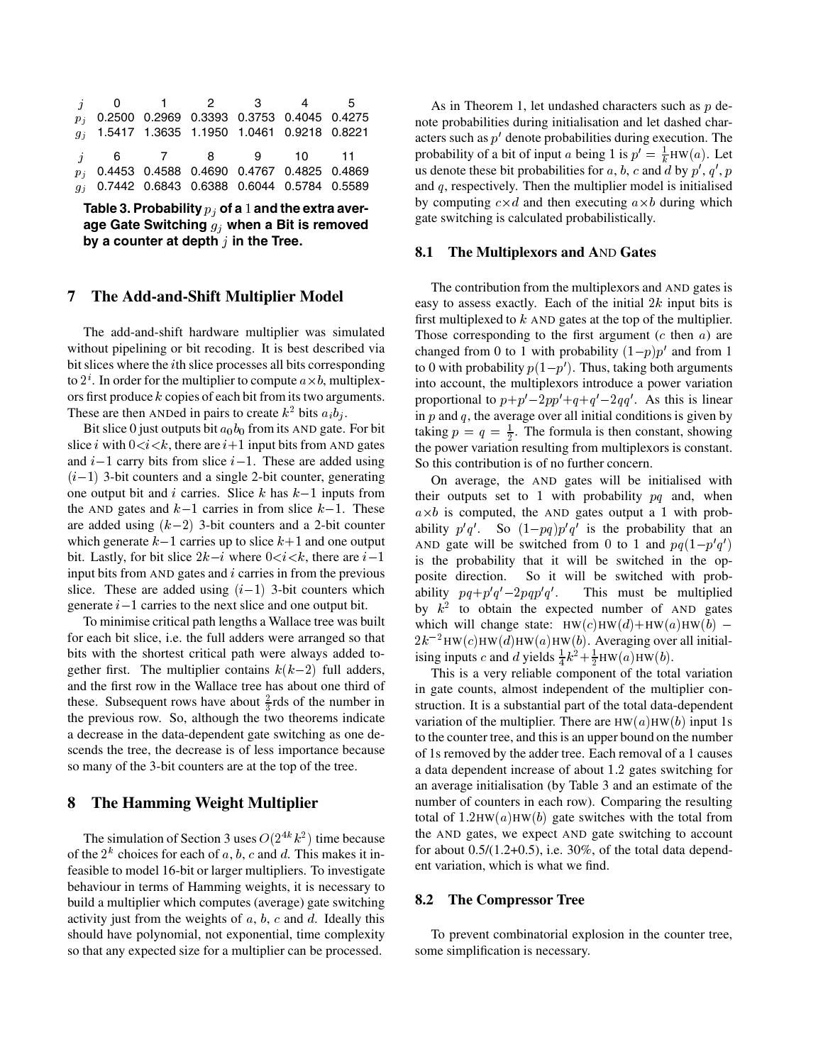| $j$ | 0 | 1 | 2 | 3 | 4 | 5 |
|---|---|---|---|---|---|---|
| $p_j$ | 0.2500 | 0.2969 | 0.3393 | 0.3753 | 0.4045 | 0.4275 |
| $g_j$ | 1.5417 | 1.3635 | 1.1950 | 1.0461 | 0.9218 | 0.8221 |
| $j$ | 6 | 7 | 8 | 9 | 10 | 11 |
| $p_j$ | 0.4453 | 0.4588 | 0.4690 | 0.4767 | 0.4825 | 0.4869 |
| $g_j$ | 0.7442 | 0.6843 | 0.6388 | 0.6044 | 0.5784 | 0.5589 |

**Table 3. Probability $p_j$ of a 1 and the extra average Gate Switching $g_j$ when a Bit is removed by a counter at depth $j$ in the Tree.**

## 7 The Add-and-Shift Multiplier Model

The add-and-shift hardware multiplier was simulated without pipelining or bit recoding. It is best described via bit slices where the $i$th slice processes all bits corresponding to $2^i$. In order for the multiplier to compute $a \times b$, multiplexors first produce $k$ copies of each bit from its two arguments. These are then ANDed in pairs to create $k^2$ bits $a_i b_j$.

Bit slice 0 just outputs bit $a_0 b_0$ from its AND gate. For bit slice $i$ with $0 < i < k$, there are $i+1$ input bits from AND gates and $i-1$ carry bits from slice $i-1$. These are added using $(i-1)$ 3-bit counters and a single 2-bit counter, generating one output bit and $i$ carries. Slice $k$ has $k-1$ inputs from the AND gates and $k-1$ carries in from slice $k-1$. These are added using $(k-2)$ 3-bit counters and a 2-bit counter which generate $k-1$ carries up to slice $k+1$ and one output bit. Lastly, for bit slice $2k-i$ where $0 < i < k$, there are $i-1$ input bits from AND gates and $i$ carries in from the previous slice. These are added using $(i-1)$ 3-bit counters which generate $i-1$ carries to the next slice and one output bit.

To minimise critical path lengths a Wallace tree was built for each bit slice, i.e. the full adders were arranged so that bits with the shortest critical path were always added together first. The multiplier contains $k(k-2)$ full adders, and the first row in the Wallace tree has about one third of these. Subsequent rows have about $\frac{2}{3}$rds of the number in the previous row. So, although the two theorems indicate a decrease in the data-dependent gate switching as one descends the tree, the decrease is of less importance because so many of the 3-bit counters are at the top of the tree.

## 8 The Hamming Weight Multiplier

The simulation of Section 3 uses $O(2^{4k} k^2)$ time because of the $2^k$ choices for each of $a$, $b$, $c$ and $d$. This makes it infeasible to model 16-bit or larger multipliers. To investigate behaviour in terms of Hamming weights, it is necessary to build a multiplier which computes (average) gate switching activity just from the weights of $a$, $b$, $c$ and $d$. Ideally this should have polynomial, not exponential, time complexity so that any expected size for a multiplier can be processed.

As in Theorem 1, let undashed characters such as $p$ denote probabilities during initialisation and let dashed characters such as $p'$ denote probabilities during execution. The probability of a bit of input $a$ being 1 is $p' = \frac{1}{k}\text{HW}(a)$. Let us denote these bit probabilities for $a$, $b$, $c$ and $d$ by $p'$, $q'$, $p$ and $q$, respectively. Then the multiplier model is initialised by computing $c \times d$ and then executing $a \times b$ during which gate switching is calculated probabilistically.

### 8.1 The Multiplexors and AND Gates

The contribution from the multiplexors and AND gates is easy to assess exactly. Each of the initial $2k$ input bits is first multiplexed to $k$ AND gates at the top of the multiplier. Those corresponding to the first argument ($c$ then $a$) are changed from 0 to 1 with probability $(1-p)p'$ and from 1 to 0 with probability $p(1-p')$. Thus, taking both arguments into account, the multiplexors introduce a power variation proportional to $p + p' - 2pp' + q + q' - 2qq'$. As this is linear in $p$ and $q$, the average over all initial conditions is given by taking $p = q = \frac{1}{2}$. The formula is then constant, showing the power variation resulting from multiplexors is constant. So this contribution is of no further concern.

On average, the AND gates will be initialised with their outputs set to 1 with probability $pq$ and, when $a \times b$ is computed, the AND gates output a 1 with probability $p'q'$. So $(1-pq)p'q'$ is the probability that an AND gate will be switched from 0 to 1 and $pq(1-p'q')$ is the probability that it will be switched in the opposite direction. So it will be switched with probability $pq + p'q' - 2pqp'q'$. This must be multiplied by $k^2$ to obtain the expected number of AND gates which will change state: $\text{HW}(c)\text{HW}(d) + \text{HW}(a)\text{HW}(b) - 2k^{-2}\text{HW}(c)\text{HW}(d)\text{HW}(a)\text{HW}(b)$. Averaging over all initialising inputs $c$ and $d$ yields $\frac{1}{4}k^2 + \frac{1}{2}\text{HW}(a)\text{HW}(b)$.

This is a very reliable component of the total variation in gate counts, almost independent of the multiplier construction. It is a substantial part of the total data-dependent variation of the multiplier. There are $\text{HW}(a)\text{HW}(b)$ input 1s to the counter tree, and this is an upper bound on the number of 1s removed by the adder tree. Each removal of a 1 causes a data dependent increase of about 1.2 gates switching for an average initialisation (by Table 3 and an estimate of the number of counters in each row). Comparing the resulting total of $1.2\text{HW}(a)\text{HW}(b)$ gate switches with the total from the AND gates, we expect AND gate switching to account for about 0.5/(1.2+0.5), i.e. 30%, of the total data dependent variation, which is what we find.

### 8.2 The Compressor Tree

To prevent combinatorial explosion in the counter tree, some simplification is necessary.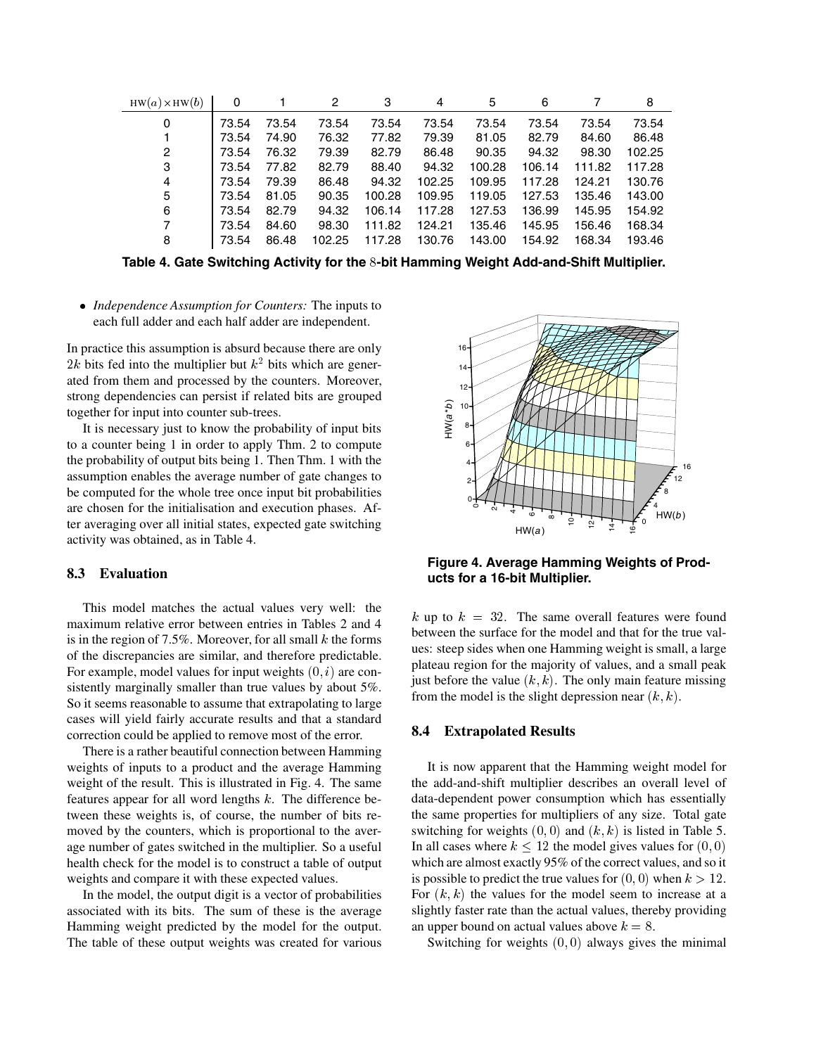| HW(a)×HW(b) | 0 | 1 | 2 | 3 | 4 | 5 | 6 | 7 | 8 |
|---|---|---|---|---|---|---|---|---|---|
| 0 | 73.54 | 73.54 | 73.54 | 73.54 | 73.54 | 73.54 | 73.54 | 73.54 | 73.54 |
| 1 | 73.54 | 74.90 | 76.32 | 77.82 | 79.39 | 81.05 | 82.79 | 84.60 | 86.48 |
| 2 | 73.54 | 76.32 | 79.39 | 82.79 | 86.48 | 90.35 | 94.32 | 98.30 | 102.25 |
| 3 | 73.54 | 77.82 | 82.79 | 88.40 | 94.32 | 100.28 | 106.14 | 111.82 | 117.28 |
| 4 | 73.54 | 79.39 | 86.48 | 94.32 | 102.25 | 109.95 | 117.28 | 124.21 | 130.76 |
| 5 | 73.54 | 81.05 | 90.35 | 100.28 | 109.95 | 119.05 | 127.53 | 135.46 | 143.00 |
| 6 | 73.54 | 82.79 | 94.32 | 106.14 | 117.28 | 127.53 | 136.99 | 145.95 | 154.92 |
| 7 | 73.54 | 84.60 | 98.30 | 111.82 | 124.21 | 135.46 | 145.95 | 156.46 | 168.34 |
| 8 | 73.54 | 86.48 | 102.25 | 117.28 | 130.76 | 143.00 | 154.92 | 168.34 | 193.46 |

**Table 4. Gate Switching Activity for the 8-bit Hamming Weight Add-and-Shift Multiplier.**

- *Independence Assumption for Counters:* The inputs to each full adder and each half adder are independent.

In practice this assumption is absurd because there are only $2k$ bits fed into the multiplier but $k^2$ bits which are generated from them and processed by the counters. Moreover, strong dependencies can persist if related bits are grouped together for input into counter sub-trees.

It is necessary just to know the probability of input bits to a counter being 1 in order to apply Thm. 2 to compute the probability of output bits being 1. Then Thm. 1 with the assumption enables the average number of gate changes to be computed for the whole tree once input bit probabilities are chosen for the initialisation and execution phases. After averaging over all initial states, expected gate switching activity was obtained, as in Table 4.

### 8.3 Evaluation

This model matches the actual values very well: the maximum relative error between entries in Tables 2 and 4 is in the region of 7.5%. Moreover, for all small $k$ the forms of the discrepancies are similar, and therefore predictable. For example, model values for input weights $(0, i)$ are consistently marginally smaller than true values by about 5%. So it seems reasonable to assume that extrapolating to large cases will yield fairly accurate results and that a standard correction could be applied to remove most of the error.

There is a rather beautiful connection between Hamming weights of inputs to a product and the average Hamming weight of the result. This is illustrated in Fig. 4. The same features appear for all word lengths $k$. The difference between these weights is, of course, the number of bits removed by the counters, which is proportional to the average number of gates switched in the multiplier. So a useful health check for the model is to construct a table of output weights and compare it with these expected values.

In the model, the output digit is a vector of probabilities associated with its bits. The sum of these is the average Hamming weight predicted by the model for the output. The table of these output weights was created for various $k$ up to $k = 32$. The same overall features were found between the surface for the model and that for the true values: steep sides when one Hamming weight is small, a large plateau region for the majority of values, and a small peak just before the value $(k, k)$. The only main feature missing from the model is the slight depression near $(k, k)$.

**Figure 4. Average Hamming Weights of Products for a 16-bit Multiplier.**

### 8.4 Extrapolated Results

It is now apparent that the Hamming weight model for the add-and-shift multiplier describes an overall level of data-dependent power consumption which has essentially the same properties for multipliers of any size. Total gate switching for weights $(0, 0)$ and $(k, k)$ is listed in Table 5. In all cases where $k \leq 12$ the model gives values for $(0, 0)$ which are almost exactly 95% of the correct values, and so it is possible to predict the true values for $(0, 0)$ when $k > 12$. For $(k, k)$ the values for the model seem to increase at a slightly faster rate than the actual values, thereby providing an upper bound on actual values above $k = 8$.

Switching for weights $(0, 0)$ always gives the minimal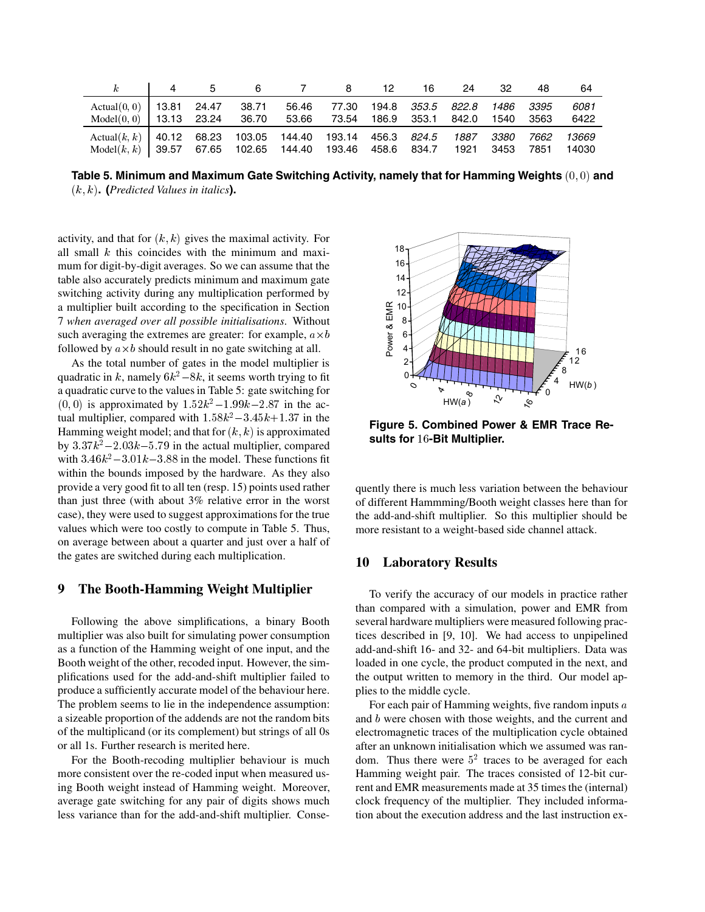| $k$ | 4 | 5 | 6 | 7 | 8 | 12 | 16 | 24 | 32 | 48 | 64 |
|---|---|---|---|---|---|---|---|---|---|---|---|
| Actual$(0,0)$ | 13.81 | 24.47 | 38.71 | 56.46 | 77.30 | 194.8 | *353.5* | *822.8* | *1486* | *3395* | *6081* |
| Model$(0,0)$ | 13.13 | 23.24 | 36.70 | 53.66 | 73.54 | 186.9 | 353.1 | 842.0 | 1540 | 3563 | 6422 |
| Actual$(k,k)$ | 40.12 | 68.23 | 103.05 | 144.40 | 193.14 | 456.3 | *824.5* | *1887* | *3380* | *7662* | *13669* |
| Model$(k,k)$ | 39.57 | 67.65 | 102.65 | 144.40 | 193.46 | 458.6 | 834.7 | 1921 | 3453 | 7851 | 14030 |

**Table 5. Minimum and Maximum Gate Switching Activity, namely that for Hamming Weights $(0,0)$ and $(k,k)$. (*Predicted Values in italics*).**

activity, and that for $(k,k)$ gives the maximal activity. For all small $k$ this coincides with the minimum and maximum for digit-by-digit averages. So we can assume that the table also accurately predicts minimum and maximum gate switching activity during any multiplication performed by a multiplier built according to the specification in Section 7 *when averaged over all possible initialisations*. Without such averaging the extremes are greater: for example, $a\times b$ followed by $a\times b$ should result in no gate switching at all.

As the total number of gates in the model multiplier is quadratic in $k$, namely $6k^2-8k$, it seems worth trying to fit a quadratic curve to the values in Table 5: gate switching for $(0,0)$ is approximated by $1.52k^2-1.99k-2.87$ in the actual multiplier, compared with $1.58k^2-3.45k+1.37$ in the Hamming weight model; and that for $(k,k)$ is approximated by $3.37k^2-2.03k-5.79$ in the actual multiplier, compared with $3.46k^2-3.01k-3.88$ in the model. These functions fit within the bounds imposed by the hardware. As they also provide a very good fit to all ten (resp. 15) points used rather than just three (with about 3% relative error in the worst case), they were used to suggest approximations for the true values which were too costly to compute in Table 5. Thus, on average between about a quarter and just over a half of the gates are switched during each multiplication.

## 9 The Booth-Hamming Weight Multiplier

Following the above simplifications, a binary Booth multiplier was also built for simulating power consumption as a function of the Hamming weight of one input, and the Booth weight of the other, recoded input. However, the simplifications used for the add-and-shift multiplier failed to produce a sufficiently accurate model of the behaviour here. The problem seems to lie in the independence assumption: a sizeable proportion of the addends are not the random bits of the multiplicand (or its complement) but strings of all 0s or all 1s. Further research is merited here.

For the Booth-recoding multiplier behaviour is much more consistent over the re-coded input when measured using Booth weight instead of Hamming weight. Moreover, average gate switching for any pair of digits shows much less variance than for the add-and-shift multiplier. Consequently there is much less variation between the behaviour of different Hammming/Booth weight classes here than for the add-and-shift multiplier. So this multiplier should be more resistant to a weight-based side channel attack.

**Figure 5. Combined Power & EMR Trace Results for 16-Bit Multiplier.**

## 10 Laboratory Results

To verify the accuracy of our models in practice rather than compared with a simulation, power and EMR from several hardware multipliers were measured following practices described in [9, 10]. We had access to unpipelined add-and-shift 16- and 32- and 64-bit multipliers. Data was loaded in one cycle, the product computed in the next, and the output written to memory in the third. Our model applies to the middle cycle.

For each pair of Hamming weights, five random inputs $a$ and $b$ were chosen with those weights, and the current and electromagnetic traces of the multiplication cycle obtained after an unknown initialisation which we assumed was random. Thus there were $5^2$ traces to be averaged for each Hamming weight pair. The traces consisted of 12-bit current and EMR measurements made at 35 times the (internal) clock frequency of the multiplier. They included information about the execution address and the last instruction ex-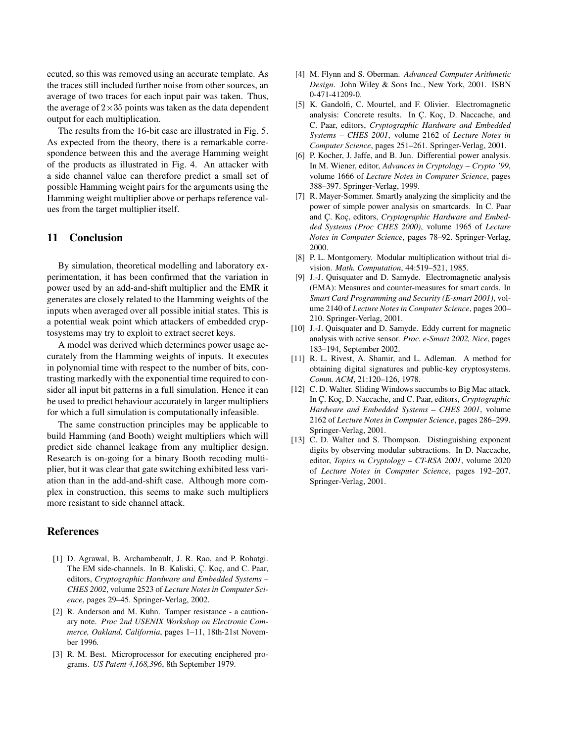ecuted, so this was removed using an accurate template. As the traces still included further noise from other sources, an average of two traces for each input pair was taken. Thus, the average of $2\times35$ points was taken as the data dependent output for each multiplication.

The results from the 16-bit case are illustrated in Fig. 5. As expected from the theory, there is a remarkable correspondence between this and the average Hamming weight of the products as illustrated in Fig. 4. An attacker with a side channel value can therefore predict a small set of possible Hamming weight pairs for the arguments using the Hamming weight multiplier above or perhaps reference values from the target multiplier itself.

## 11 Conclusion

By simulation, theoretical modelling and laboratory experimentation, it has been confirmed that the variation in power used by an add-and-shift multiplier and the EMR it generates are closely related to the Hamming weights of the inputs when averaged over all possible initial states. This is a potential weak point which attackers of embedded cryptosystems may try to exploit to extract secret keys.

A model was derived which determines power usage accurately from the Hamming weights of inputs. It executes in polynomial time with respect to the number of bits, contrasting markedly with the exponential time required to consider all input bit patterns in a full simulation. Hence it can be used to predict behaviour accurately in larger multipliers for which a full simulation is computationally infeasible.

The same construction principles may be applicable to build Hamming (and Booth) weight multipliers which will predict side channel leakage from any multiplier design. Research is on-going for a binary Booth recoding multiplier, but it was clear that gate switching exhibited less variation than in the add-and-shift case. Although more complex in construction, this seems to make such multipliers more resistant to side channel attack.

## References

[1] D. Agrawal, B. Archambeault, J. R. Rao, and P. Rohatgi. The EM side-channels. In B. Kaliski, Ç. Koç, and C. Paar, editors, *Cryptographic Hardware and Embedded Systems – CHES 2002*, volume 2523 of *Lecture Notes in Computer Science*, pages 29–45. Springer-Verlag, 2002.

[2] R. Anderson and M. Kuhn. Tamper resistance - a cautionary note. *Proc 2nd USENIX Workshop on Electronic Commerce, Oakland, California*, pages 1–11, 18th-21st November 1996.

[3] R. M. Best. Microprocessor for executing enciphered programs. *US Patent 4,168,396*, 8th September 1979.

[4] M. Flynn and S. Oberman. *Advanced Computer Arithmetic Design*. John Wiley & Sons Inc., New York, 2001. ISBN 0-471-41209-0.

[5] K. Gandolfi, C. Mourtel, and F. Olivier. Electromagnetic analysis: Concrete results. In Ç. Koç, D. Naccache, and C. Paar, editors, *Cryptographic Hardware and Embedded Systems – CHES 2001*, volume 2162 of *Lecture Notes in Computer Science*, pages 251–261. Springer-Verlag, 2001.

[6] P. Kocher, J. Jaffe, and B. Jun. Differential power analysis. In M. Wiener, editor, *Advances in Cryptology – Crypto '99*, volume 1666 of *Lecture Notes in Computer Science*, pages 388–397. Springer-Verlag, 1999.

[7] R. Mayer-Sommer. Smartly analyzing the simplicity and the power of simple power analysis on smartcards. In C. Paar and Ç. Koç, editors, *Cryptographic Hardware and Embedded Systems (Proc CHES 2000)*, volume 1965 of *Lecture Notes in Computer Science*, pages 78–92. Springer-Verlag, 2000.

[8] P. L. Montgomery. Modular multiplication without trial division. *Math. Computation*, 44:519–521, 1985.

[9] J.-J. Quisquater and D. Samyde. Electromagnetic analysis (EMA): Measures and counter-measures for smart cards. In *Smart Card Programming and Security (E-smart 2001)*, volume 2140 of *Lecture Notes in Computer Science*, pages 200–210. Springer-Verlag, 2001.

[10] J.-J. Quisquater and D. Samyde. Eddy current for magnetic analysis with active sensor. *Proc. e-Smart 2002, Nice*, pages 183–194, September 2002.

[11] R. L. Rivest, A. Shamir, and L. Adleman. A method for obtaining digital signatures and public-key cryptosystems. *Comm. ACM*, 21:120–126, 1978.

[12] C. D. Walter. Sliding Windows succumbs to Big Mac attack. In Ç. Koç, D. Naccache, and C. Paar, editors, *Cryptographic Hardware and Embedded Systems – CHES 2001*, volume 2162 of *Lecture Notes in Computer Science*, pages 286–299. Springer-Verlag, 2001.

[13] C. D. Walter and S. Thompson. Distinguishing exponent digits by observing modular subtractions. In D. Naccache, editor, *Topics in Cryptology – CT-RSA 2001*, volume 2020 of *Lecture Notes in Computer Science*, pages 192–207. Springer-Verlag, 2001.